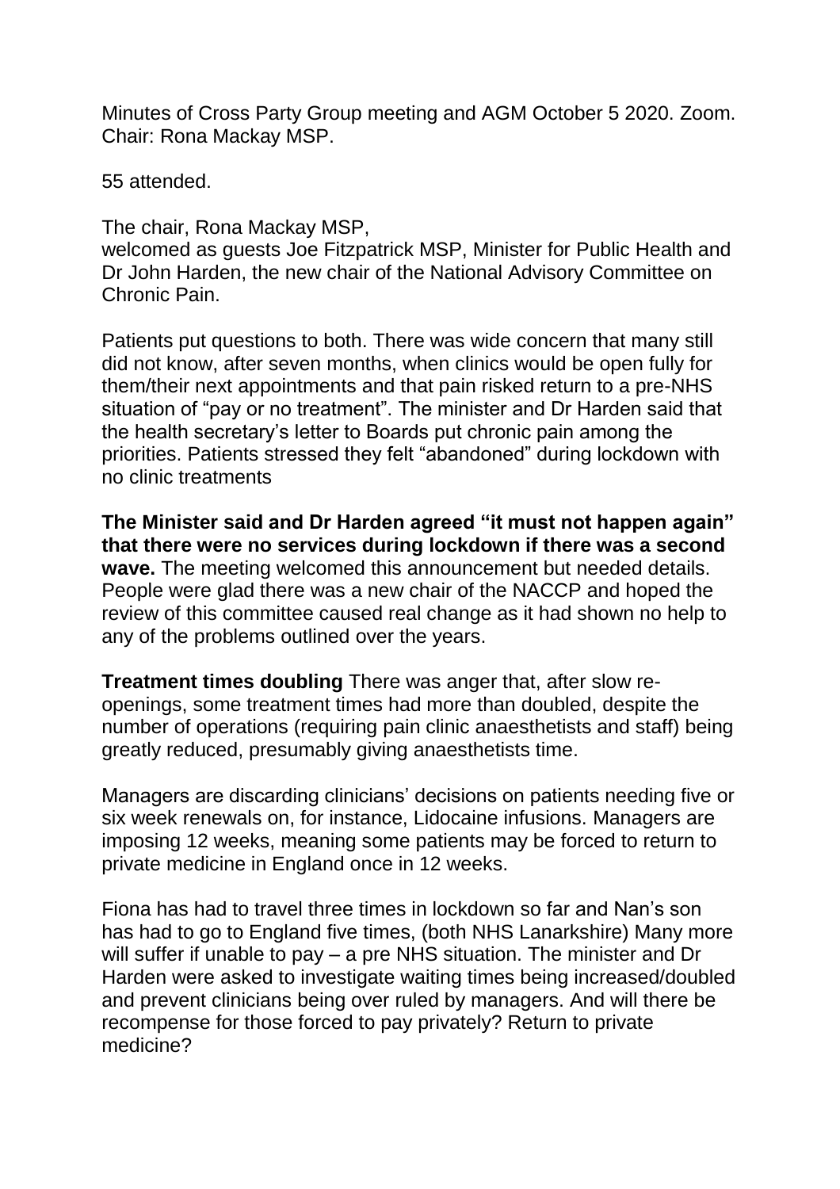Minutes of Cross Party Group meeting and AGM October 5 2020. Zoom. Chair: Rona Mackay MSP.

55 attended.

The chair, Rona Mackay MSP,
welcomed as guests Joe Fitzpatrick MSP, Minister for Public Health and Dr John Harden, the new chair of the National Advisory Committee on Chronic Pain.

Patients put questions to both. There was wide concern that many still did not know, after seven months, when clinics would be open fully for them/their next appointments and that pain risked return to a pre-NHS situation of "pay or no treatment". The minister and Dr Harden said that the health secretary's letter to Boards put chronic pain among the priorities. Patients stressed they felt "abandoned" during lockdown with no clinic treatments

**The Minister said and Dr Harden agreed "it must not happen again" that there were no services during lockdown if there was a second wave.** The meeting welcomed this announcement but needed details. People were glad there was a new chair of the NACCP and hoped the review of this committee caused real change as it had shown no help to any of the problems outlined over the years.

**Treatment times doubling** There was anger that, after slow re-openings, some treatment times had more than doubled, despite the number of operations (requiring pain clinic anaesthetists and staff) being greatly reduced, presumably giving anaesthetists time.

Managers are discarding clinicians' decisions on patients needing five or six week renewals on, for instance, Lidocaine infusions. Managers are imposing 12 weeks, meaning some patients may be forced to return to private medicine in England once in 12 weeks.

Fiona has had to travel three times in lockdown so far and Nan's son has had to go to England five times, (both NHS Lanarkshire) Many more will suffer if unable to pay – a pre NHS situation. The minister and Dr Harden were asked to investigate waiting times being increased/doubled and prevent clinicians being over ruled by managers. And will there be recompense for those forced to pay privately? Return to private medicine?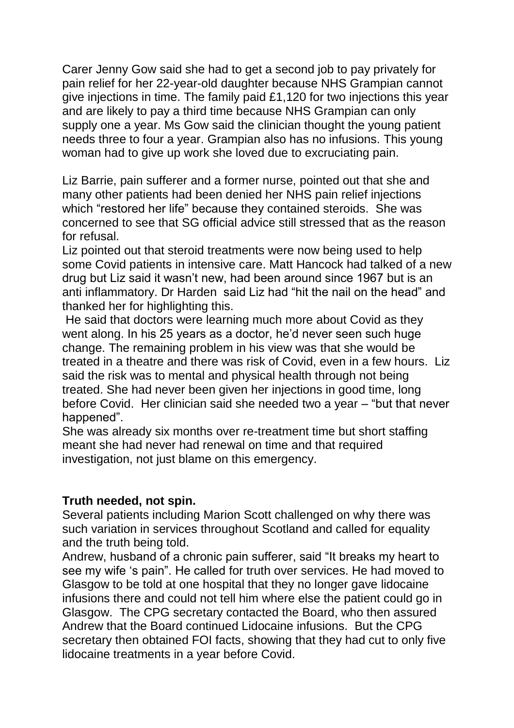Carer Jenny Gow said she had to get a second job to pay privately for pain relief for her 22-year-old daughter because NHS Grampian cannot give injections in time. The family paid £1,120 for two injections this year and are likely to pay a third time because NHS Grampian can only supply one a year. Ms Gow said the clinician thought the young patient needs three to four a year. Grampian also has no infusions. This young woman had to give up work she loved due to excruciating pain.

Liz Barrie, pain sufferer and a former nurse, pointed out that she and many other patients had been denied her NHS pain relief injections which "restored her life" because they contained steroids. She was concerned to see that SG official advice still stressed that as the reason for refusal.

Liz pointed out that steroid treatments were now being used to help some Covid patients in intensive care. Matt Hancock had talked of a new drug but Liz said it wasn't new, had been around since 1967 but is an anti inflammatory. Dr Harden said Liz had "hit the nail on the head" and thanked her for highlighting this.

He said that doctors were learning much more about Covid as they went along. In his 25 years as a doctor, he'd never seen such huge change. The remaining problem in his view was that she would be treated in a theatre and there was risk of Covid, even in a few hours. Liz said the risk was to mental and physical health through not being treated. She had never been given her injections in good time, long before Covid. Her clinician said she needed two a year – "but that never happened".

She was already six months over re-treatment time but short staffing meant she had never had renewal on time and that required investigation, not just blame on this emergency.

**Truth needed, not spin.**

Several patients including Marion Scott challenged on why there was such variation in services throughout Scotland and called for equality and the truth being told.

Andrew, husband of a chronic pain sufferer, said "It breaks my heart to see my wife 's pain". He called for truth over services. He had moved to Glasgow to be told at one hospital that they no longer gave lidocaine infusions there and could not tell him where else the patient could go in Glasgow. The CPG secretary contacted the Board, who then assured Andrew that the Board continued Lidocaine infusions. But the CPG secretary then obtained FOI facts, showing that they had cut to only five lidocaine treatments in a year before Covid.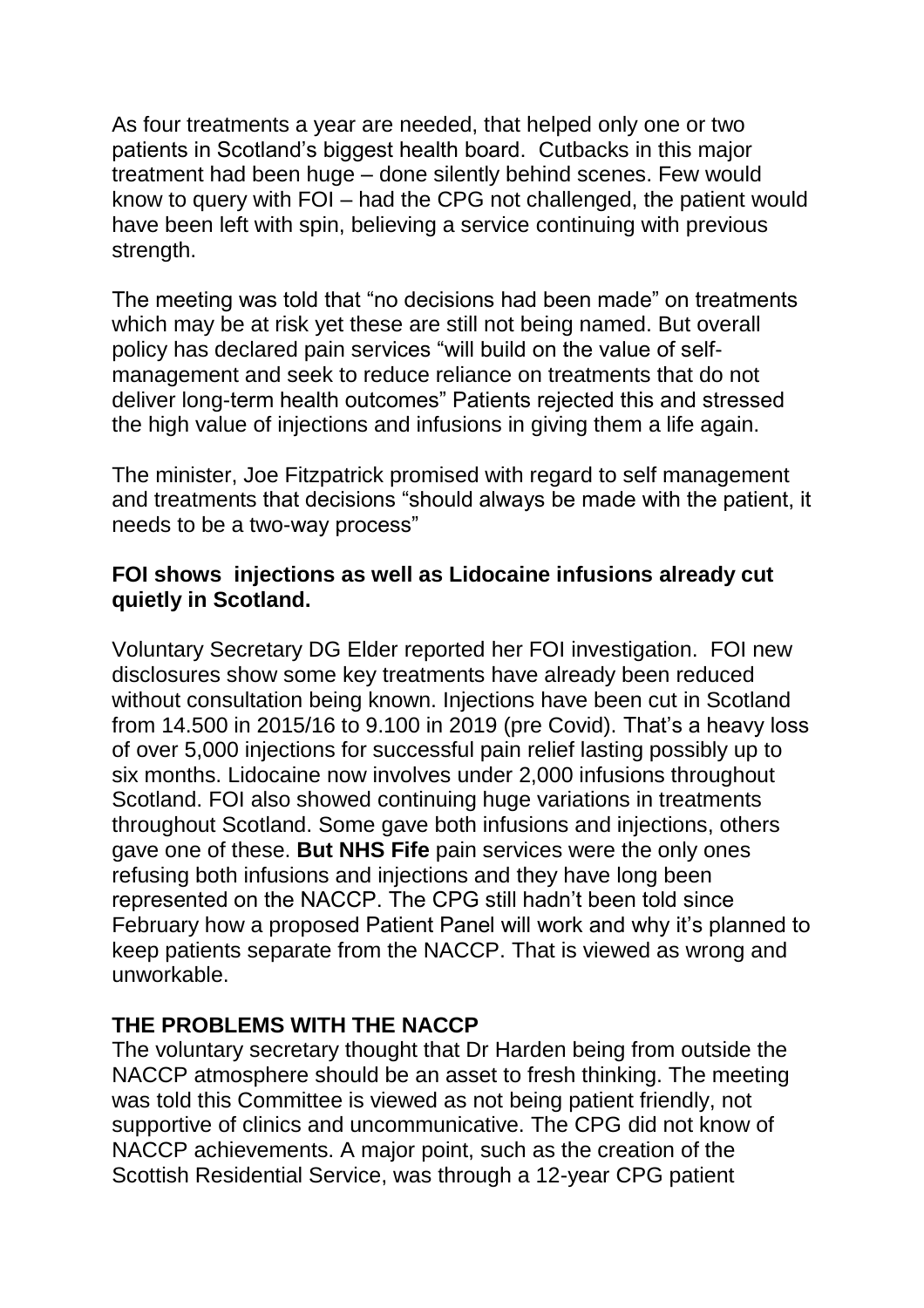As four treatments a year are needed, that helped only one or two patients in Scotland's biggest health board. Cutbacks in this major treatment had been huge – done silently behind scenes. Few would know to query with FOI – had the CPG not challenged, the patient would have been left with spin, believing a service continuing with previous strength.

The meeting was told that "no decisions had been made" on treatments which may be at risk yet these are still not being named. But overall policy has declared pain services "will build on the value of self-management and seek to reduce reliance on treatments that do not deliver long-term health outcomes" Patients rejected this and stressed the high value of injections and infusions in giving them a life again.

The minister, Joe Fitzpatrick promised with regard to self management and treatments that decisions "should always be made with the patient, it needs to be a two-way process"

**FOI shows injections as well as Lidocaine infusions already cut quietly in Scotland.**

Voluntary Secretary DG Elder reported her FOI investigation. FOI new disclosures show some key treatments have already been reduced without consultation being known. Injections have been cut in Scotland from 14.500 in 2015/16 to 9.100 in 2019 (pre Covid). That's a heavy loss of over 5,000 injections for successful pain relief lasting possibly up to six months. Lidocaine now involves under 2,000 infusions throughout Scotland. FOI also showed continuing huge variations in treatments throughout Scotland. Some gave both infusions and injections, others gave one of these. **But NHS Fife** pain services were the only ones refusing both infusions and injections and they have long been represented on the NACCP. The CPG still hadn't been told since February how a proposed Patient Panel will work and why it's planned to keep patients separate from the NACCP. That is viewed as wrong and unworkable.

**THE PROBLEMS WITH THE NACCP**

The voluntary secretary thought that Dr Harden being from outside the NACCP atmosphere should be an asset to fresh thinking. The meeting was told this Committee is viewed as not being patient friendly, not supportive of clinics and uncommunicative. The CPG did not know of NACCP achievements. A major point, such as the creation of the Scottish Residential Service, was through a 12-year CPG patient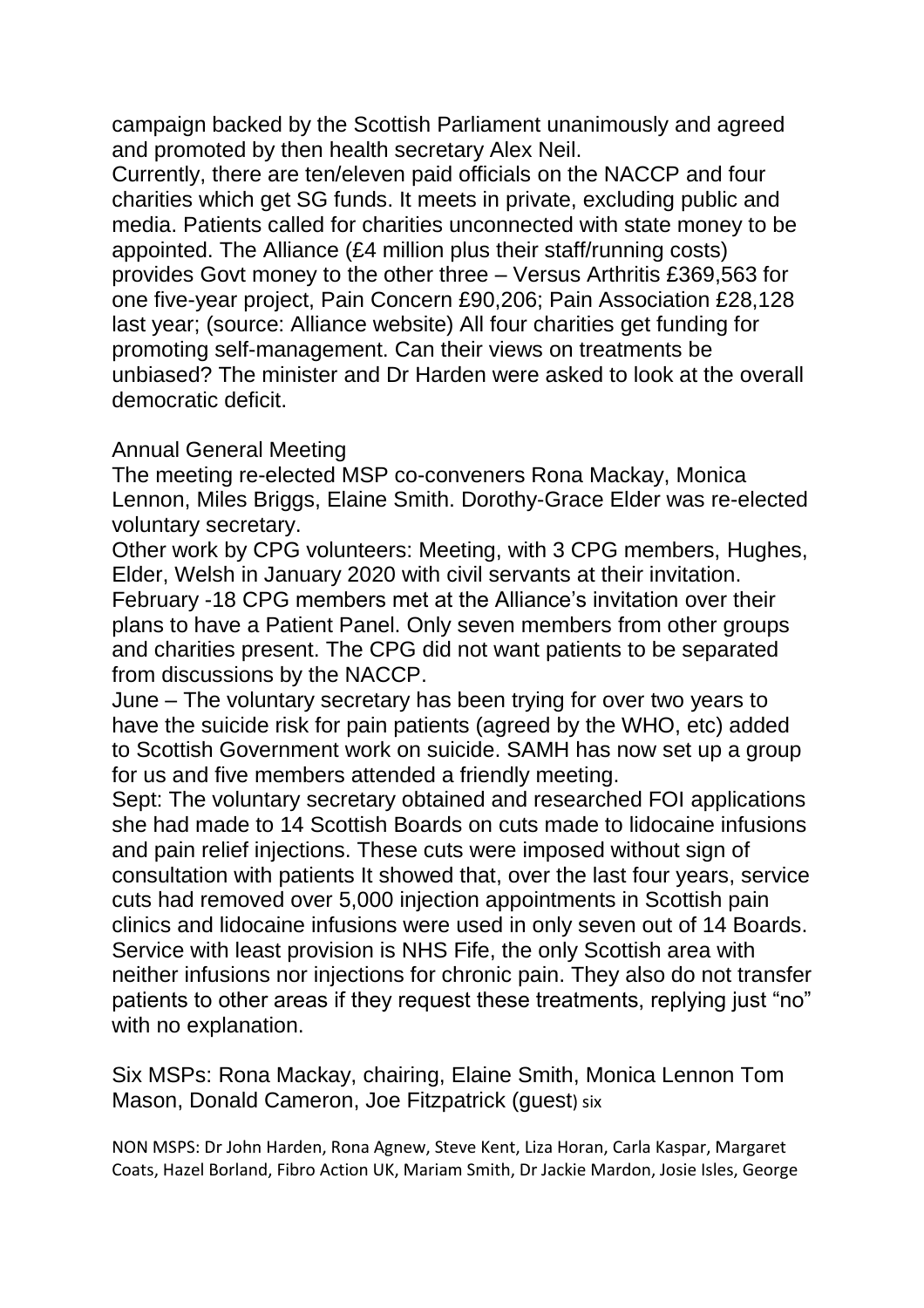campaign backed by the Scottish Parliament unanimously and agreed and promoted by then health secretary Alex Neil.

Currently, there are ten/eleven paid officials on the NACCP and four charities which get SG funds. It meets in private, excluding public and media. Patients called for charities unconnected with state money to be appointed. The Alliance (£4 million plus their staff/running costs) provides Govt money to the other three – Versus Arthritis £369,563 for one five-year project, Pain Concern £90,206; Pain Association £28,128 last year; (source: Alliance website) All four charities get funding for promoting self-management. Can their views on treatments be unbiased? The minister and Dr Harden were asked to look at the overall democratic deficit.

Annual General Meeting

The meeting re-elected MSP co-conveners Rona Mackay, Monica Lennon, Miles Briggs, Elaine Smith. Dorothy-Grace Elder was re-elected voluntary secretary.

Other work by CPG volunteers: Meeting, with 3 CPG members, Hughes, Elder, Welsh in January 2020 with civil servants at their invitation.

February -18 CPG members met at the Alliance's invitation over their plans to have a Patient Panel. Only seven members from other groups and charities present. The CPG did not want patients to be separated from discussions by the NACCP.

June – The voluntary secretary has been trying for over two years to have the suicide risk for pain patients (agreed by the WHO, etc) added to Scottish Government work on suicide. SAMH has now set up a group for us and five members attended a friendly meeting.

Sept: The voluntary secretary obtained and researched FOI applications she had made to 14 Scottish Boards on cuts made to lidocaine infusions and pain relief injections. These cuts were imposed without sign of consultation with patients It showed that, over the last four years, service cuts had removed over 5,000 injection appointments in Scottish pain clinics and lidocaine infusions were used in only seven out of 14 Boards. Service with least provision is NHS Fife, the only Scottish area with neither infusions nor injections for chronic pain. They also do not transfer patients to other areas if they request these treatments, replying just "no" with no explanation.

Six MSPs: Rona Mackay, chairing, Elaine Smith, Monica Lennon Tom Mason, Donald Cameron, Joe Fitzpatrick (guest) six

NON MSPS: Dr John Harden, Rona Agnew, Steve Kent, Liza Horan, Carla Kaspar, Margaret Coats, Hazel Borland, Fibro Action UK, Mariam Smith, Dr Jackie Mardon, Josie Isles, George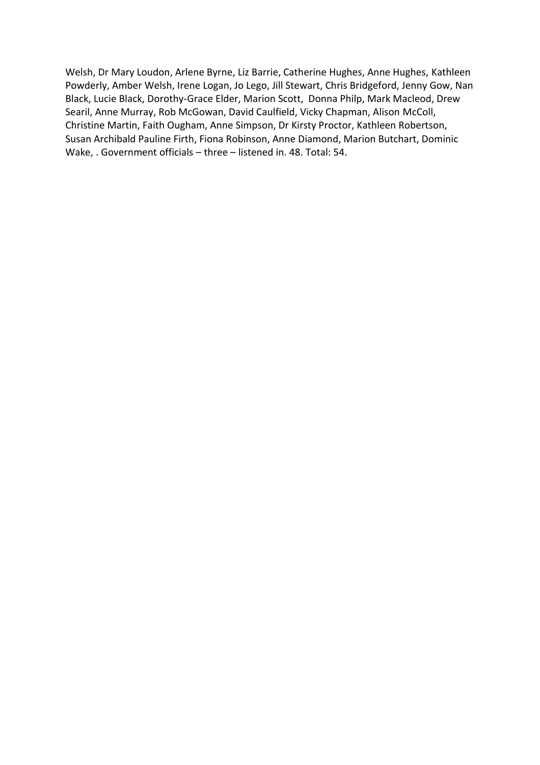Welsh, Dr Mary Loudon, Arlene Byrne, Liz Barrie, Catherine Hughes, Anne Hughes, Kathleen Powderly, Amber Welsh, Irene Logan, Jo Lego, Jill Stewart, Chris Bridgeford, Jenny Gow, Nan Black, Lucie Black, Dorothy-Grace Elder, Marion Scott, Donna Philp, Mark Macleod, Drew Searil, Anne Murray, Rob McGowan, David Caulfield, Vicky Chapman, Alison McColl, Christine Martin, Faith Ougham, Anne Simpson, Dr Kirsty Proctor, Kathleen Robertson, Susan Archibald Pauline Firth, Fiona Robinson, Anne Diamond, Marion Butchart, Dominic Wake, . Government officials – three – listened in. 48. Total: 54.